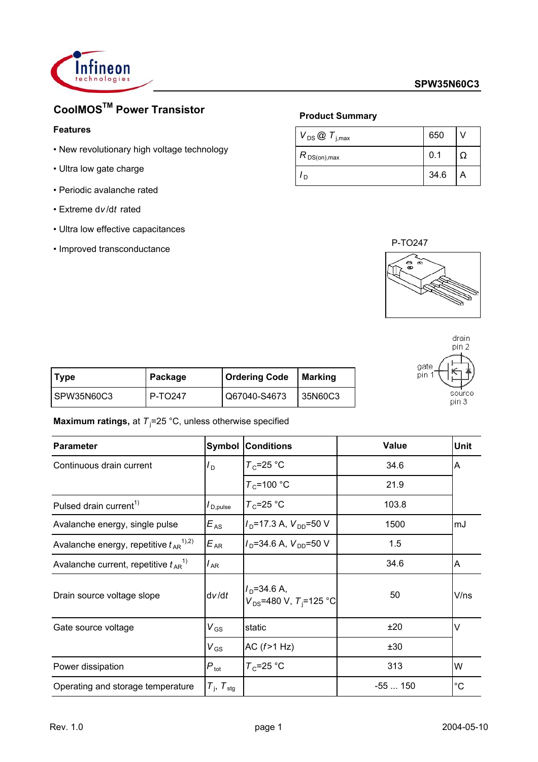SPW35N60C3

# CoolMOS™ Power Transistor

### Features

- New revolutionary high voltage technology
- Ultra low gate charge
- Periodic avalanche rated
- Extreme $dv/dt$ rated
- Ultra low effective capacitances
- Improved transconductance

### Product Summary

| | | |
|---|---|---|
| $V_{DS}$ @ $T_{j,max}$ | 650 | V |
| $R_{DS(on),max}$ | 0.1 | Ω |
| $I_D$ | 34.6 | A |

P-TO247

drain pin 2

gate pin 1

source pin 3

| Type | Package | Ordering Code | Marking |
|---|---|---|---|
| SPW35N60C3 | P-TO247 | Q67040-S4673 | 35N60C3 |

**Maximum ratings,** at $T_j$=25 °C, unless otherwise specified

| Parameter | Symbol | Conditions | Value | Unit |
|---|---|---|---|---|
| Continuous drain current | $I_D$ | $T_C$=25 °C | 34.6 | A |
| | | $T_C$=100 °C | 21.9 | |
| Pulsed drain current[1] | $I_{D,pulse}$ | $T_C$=25 °C | 103.8 | |
| Avalanche energy, single pulse | $E_{AS}$ | $I_D$=17.3 A, $V_{DD}$=50 V | 1500 | mJ |
| Avalanche energy, repetitive $t_{AR}$[1),2)] | $E_{AR}$ | $I_D$=34.6 A, $V_{DD}$=50 V | 1.5 | |
| Avalanche current, repetitive $t_{AR}$[1)] | $I_{AR}$ | | 34.6 | A |
| Drain source voltage slope | $dv/dt$ | $I_D$=34.6 A, $V_{DS}$=480 V, $T_j$=125 °C | 50 | V/ns |
| Gate source voltage | $V_{GS}$ | static | ±20 | V |
| | $V_{GS}$ | AC ($f$>1 Hz) | ±30 | |
| Power dissipation | $P_{tot}$ | $T_C$=25 °C | 313 | W |
| Operating and storage temperature | $T_j$, $T_{stg}$ | | -55 ... 150 | °C |

Rev. 1.0 2004-05-10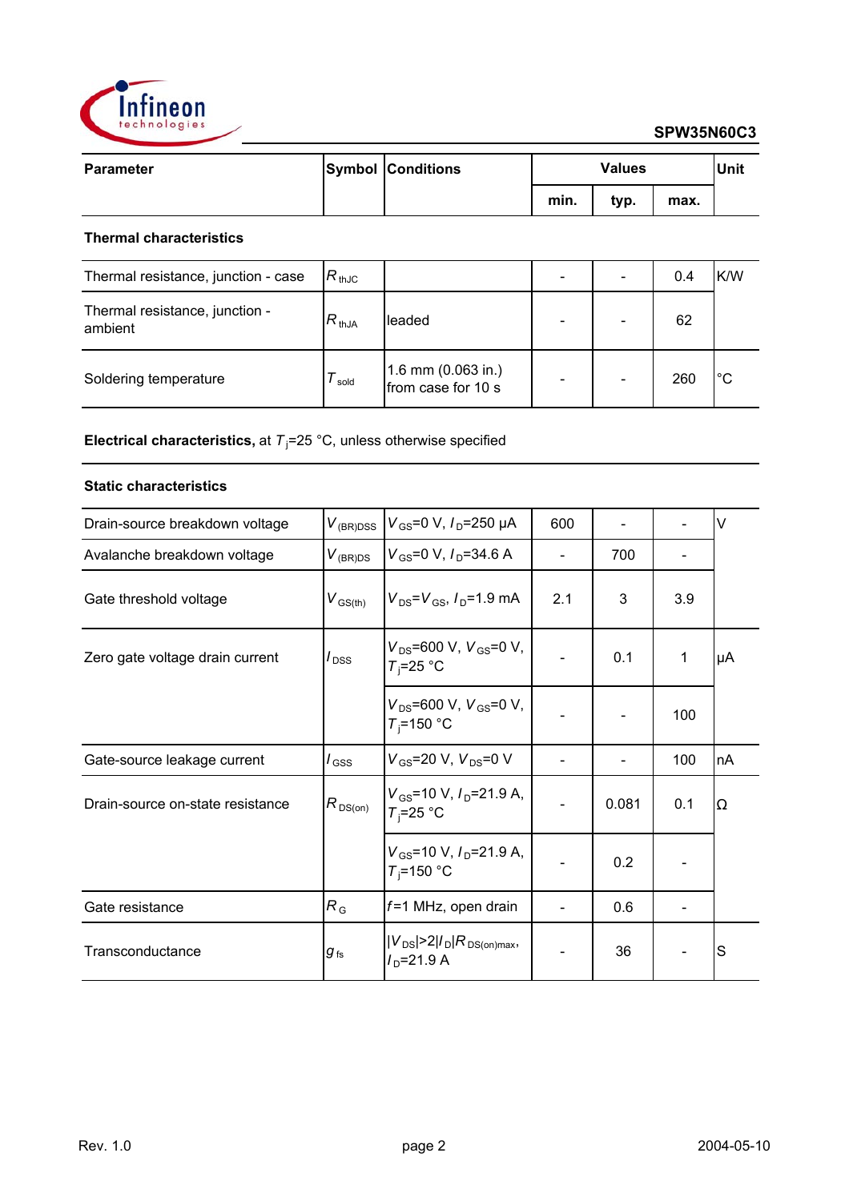**SPW35N60C3**

| Parameter | Symbol | Conditions | Values | | | Unit |
|---|---|---|---|---|---|---|
| | | | min. | typ. | max. | |
| **Thermal characteristics** | | | | | | |
| Thermal resistance, junction - case | $R_{thJC}$ | | - | - | 0.4 | K/W |
| Thermal resistance, junction - ambient | $R_{thJA}$ | leaded | - | - | 62 | |
| Soldering temperature | $T_{sold}$ | 1.6 mm (0.063 in.) from case for 10 s | - | - | 260 | °C |

**Electrical characteristics,** at $T_j$=25 °C, unless otherwise specified

| Parameter | Symbol | Conditions | min. | typ. | max. | Unit |
|---|---|---|---|---|---|---|
| **Static characteristics** | | | | | | |
| Drain-source breakdown voltage | $V_{(BR)DSS}$ | $V_{GS}$=0 V, $I_D$=250 µA | 600 | - | - | V |
| Avalanche breakdown voltage | $V_{(BR)DS}$ | $V_{GS}$=0 V, $I_D$=34.6 A | - | 700 | - | |
| Gate threshold voltage | $V_{GS(th)}$ | $V_{DS}$=$V_{GS}$, $I_D$=1.9 mA | 2.1 | 3 | 3.9 | |
| Zero gate voltage drain current | $I_{DSS}$ | $V_{DS}$=600 V, $V_{GS}$=0 V, $T_j$=25 °C | - | 0.1 | 1 | µA |
| | | $V_{DS}$=600 V, $V_{GS}$=0 V, $T_j$=150 °C | - | - | 100 | |
| Gate-source leakage current | $I_{GSS}$ | $V_{GS}$=20 V, $V_{DS}$=0 V | - | - | 100 | nA |
| Drain-source on-state resistance | $R_{DS(on)}$ | $V_{GS}$=10 V, $I_D$=21.9 A, $T_j$=25 °C | - | 0.081 | 0.1 | Ω |
| | | $V_{GS}$=10 V, $I_D$=21.9 A, $T_j$=150 °C | - | 0.2 | - | |
| Gate resistance | $R_G$ | $f$=1 MHz, open drain | - | 0.6 | - | |
| Transconductance | $g_{fs}$ | $\lvert V_{DS}\rvert>2\lvert I_D\rvert R_{DS(on)max}$, $I_D$=21.9 A | - | 36 | - | S |

Rev. 1.0 2004-05-10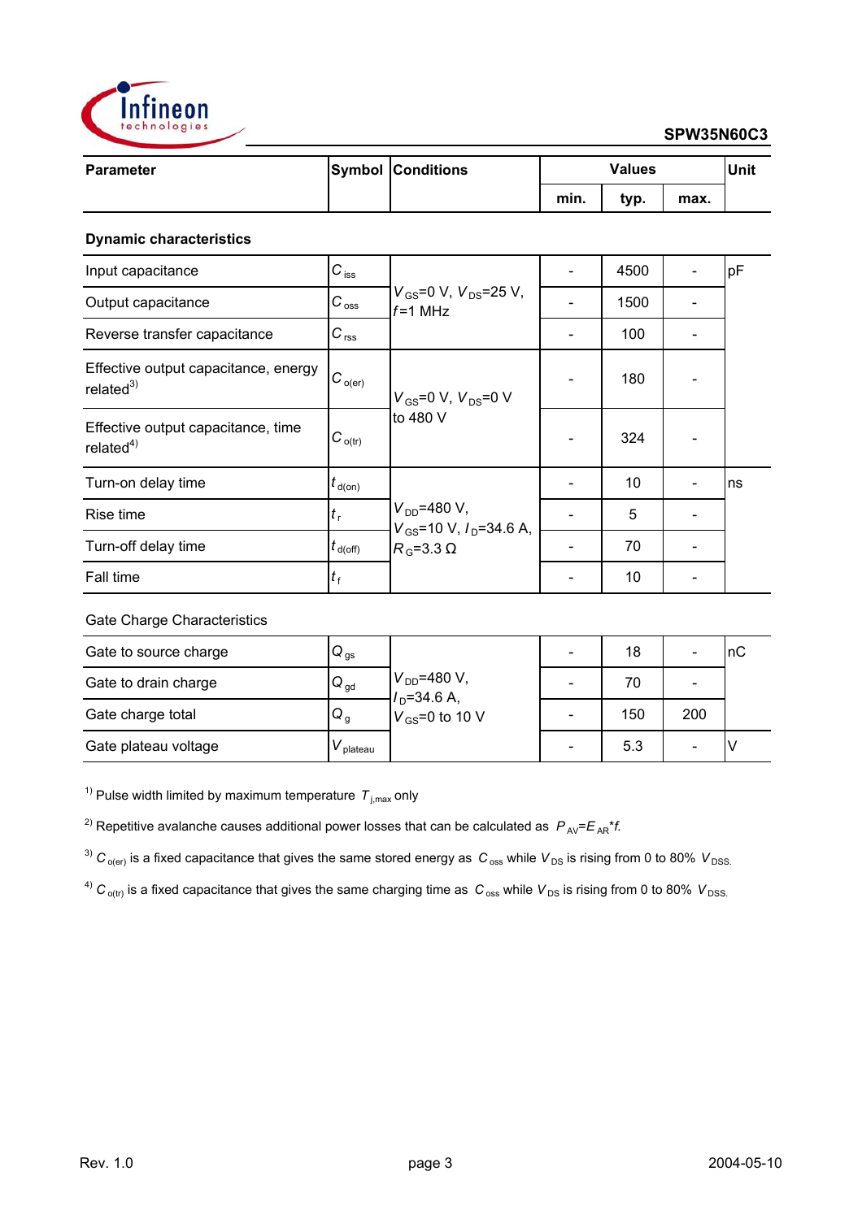| Parameter | Symbol | Conditions | Values | | | Unit |
|---|---|---|---|---|---|---|
| | | | min. | typ. | max. | |
| **Dynamic characteristics** | | | | | | |
| Input capacitance | $C_{iss}$ | $V_{GS}$=0 V, $V_{DS}$=25 V, $f$=1 MHz | - | 4500 | - | pF |
| Output capacitance | $C_{oss}$ | | - | 1500 | - | |
| Reverse transfer capacitance | $C_{rss}$ | | - | 100 | - | |
| Effective output capacitance, energy related[3] | $C_{o(er)}$ | $V_{GS}$=0 V, $V_{DS}$=0 V to 480 V | - | 180 | - | |
| Effective output capacitance, time related[4] | $C_{o(tr)}$ | | - | 324 | - | |
| Turn-on delay time | $t_{d(on)}$ | $V_{DD}$=480 V, $V_{GS}$=10 V, $I_D$=34.6 A, $R_G$=3.3 Ω | - | 10 | - | ns |
| Rise time | $t_r$ | | - | 5 | - | |
| Turn-off delay time | $t_{d(off)}$ | | - | 70 | - | |
| Fall time | $t_f$ | | - | 10 | - | |
| Gate Charge Characteristics | | | | | | |
| Gate to source charge | $Q_{gs}$ | $V_{DD}$=480 V, $I_D$=34.6 A, $V_{GS}$=0 to 10 V | - | 18 | - | nC |
| Gate to drain charge | $Q_{gd}$ | | - | 70 | - | |
| Gate charge total | $Q_g$ | | - | 150 | 200 | |
| Gate plateau voltage | $V_{plateau}$ | | - | 5.3 | - | V |

[1] Pulse width limited by maximum temperature $T_{j,max}$ only

[2] Repetitive avalanche causes additional power losses that can be calculated as $P_{AV}=E_{AR}*f$.

[3] $C_{o(er)}$ is a fixed capacitance that gives the same stored energy as $C_{oss}$ while $V_{DS}$ is rising from 0 to 80% $V_{DSS}$.

[4] $C_{o(tr)}$ is a fixed capacitance that gives the same charging time as $C_{oss}$ while $V_{DS}$ is rising from 0 to 80% $V_{DSS}$.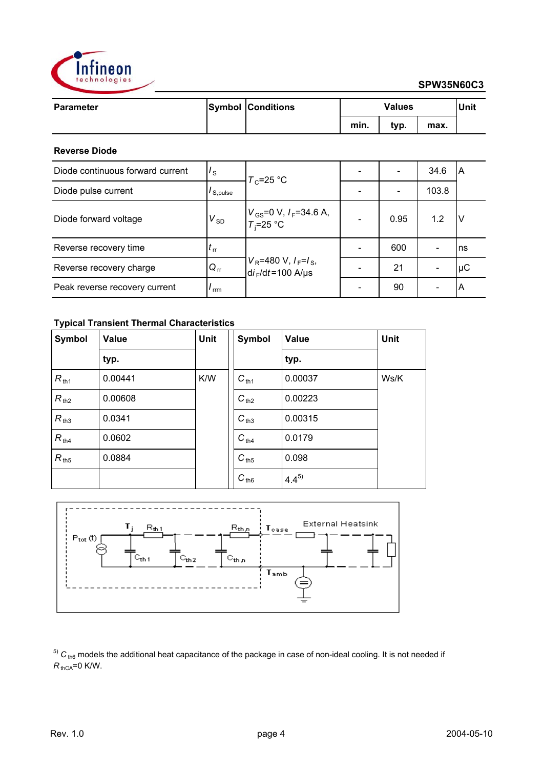**SPW35N60C3**

| Parameter | Symbol | Conditions | Values | | | Unit |
|---|---|---|---|---|---|---|
| | | | min. | typ. | max. | |
| **Reverse Diode** | | | | | | |
| Diode continuous forward current | $I_S$ | $T_C$=25 °C | - | - | 34.6 | A |
| Diode pulse current | $I_{S,pulse}$ | | - | - | 103.8 | |
| Diode forward voltage | $V_{SD}$ | $V_{GS}$=0 V, $I_F$=34.6 A, $T_j$=25 °C | - | 0.95 | 1.2 | V |
| Reverse recovery time | $t_{rr}$ | $V_R$=480 V, $I_F$=$I_S$, $di_F/dt$=100 A/µs | - | 600 | - | ns |
| Reverse recovery charge | $Q_{rr}$ | | - | 21 | - | µC |
| Peak reverse recovery current | $I_{rrm}$ | | - | 90 | - | A |

**Typical Transient Thermal Characteristics**

| Symbol | Value | Unit | Symbol | Value | Unit |
|---|---|---|---|---|---|
| | typ. | | | typ. | |
| $R_{th1}$ | 0.00441 | K/W | $C_{th1}$ | 0.00037 | Ws/K |
| $R_{th2}$ | 0.00608 | | $C_{th2}$ | 0.00223 | |
| $R_{th3}$ | 0.0341 | | $C_{th3}$ | 0.00315 | |
| $R_{th4}$ | 0.0602 | | $C_{th4}$ | 0.0179 | |
| $R_{th5}$ | 0.0884 | | $C_{th5}$ | 0.098 | |
| | | | $C_{th6}$ | 4.4[5] | |

$P_{tot}(t)$ $T_j$ $R_{th1}$ $R_{th,n}$ $T_{case}$ External Heatsink $C_{th1}$ $C_{th2}$ $C_{th,n}$ $T_{amb}$

[5] $C_{th6}$ models the additional heat capacitance of the package in case of non-ideal cooling. It is not needed if $R_{thCA}$=0 K/W.

Rev. 1.0 2004-05-10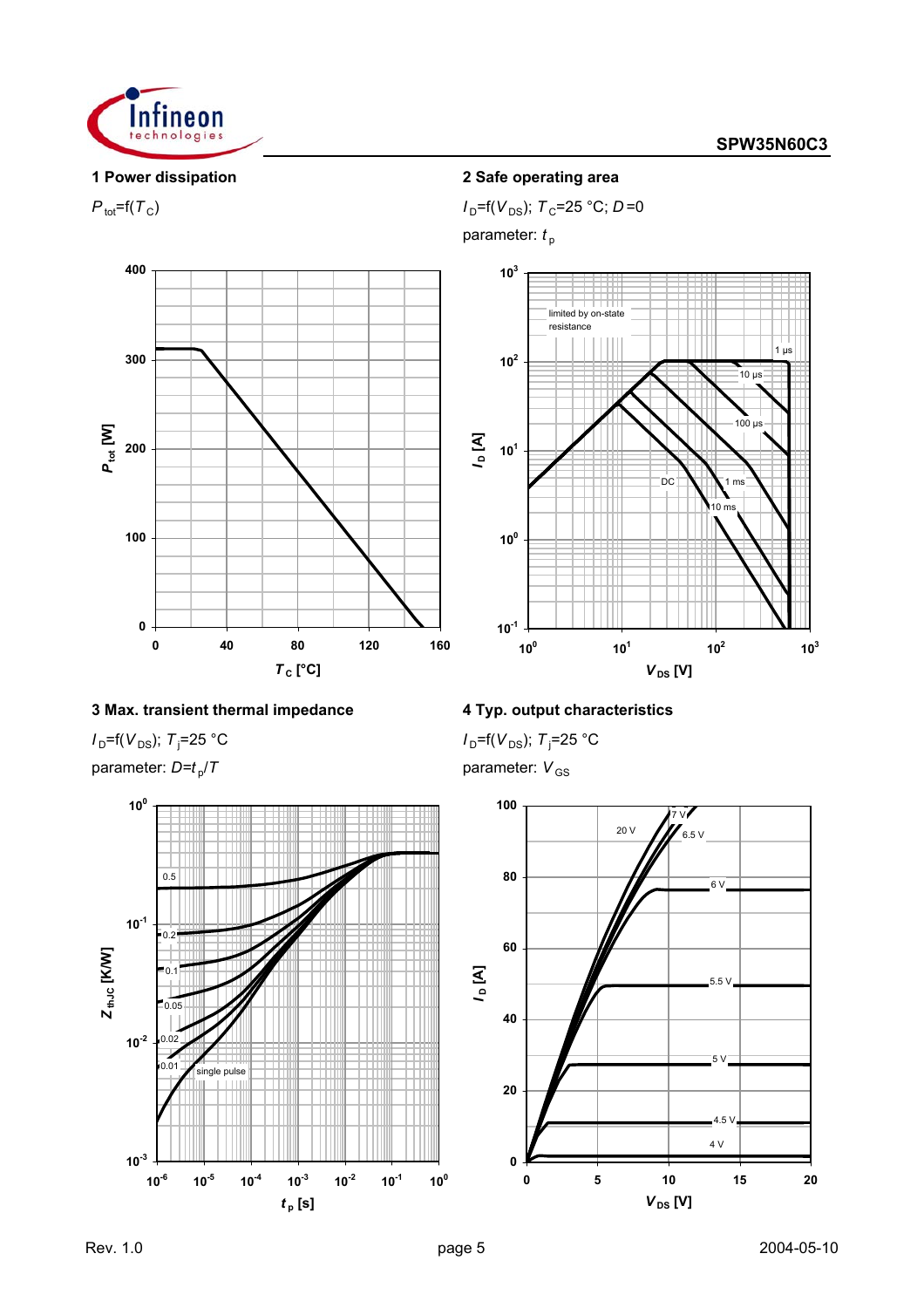### 1 Power dissipation

$P_{tot}=f(T_C)$

### 2 Safe operating area

$I_D=f(V_{DS})$; $T_C=25$ °C; $D=0$

parameter: $t_p$

### 3 Max. transient thermal impedance

$I_D=f(V_{DS})$; $T_j=25$ °C

parameter: $D=t_p/T$

### 4 Typ. output characteristics

$I_D=f(V_{DS})$; $T_j=25$ °C

parameter: $V_{GS}$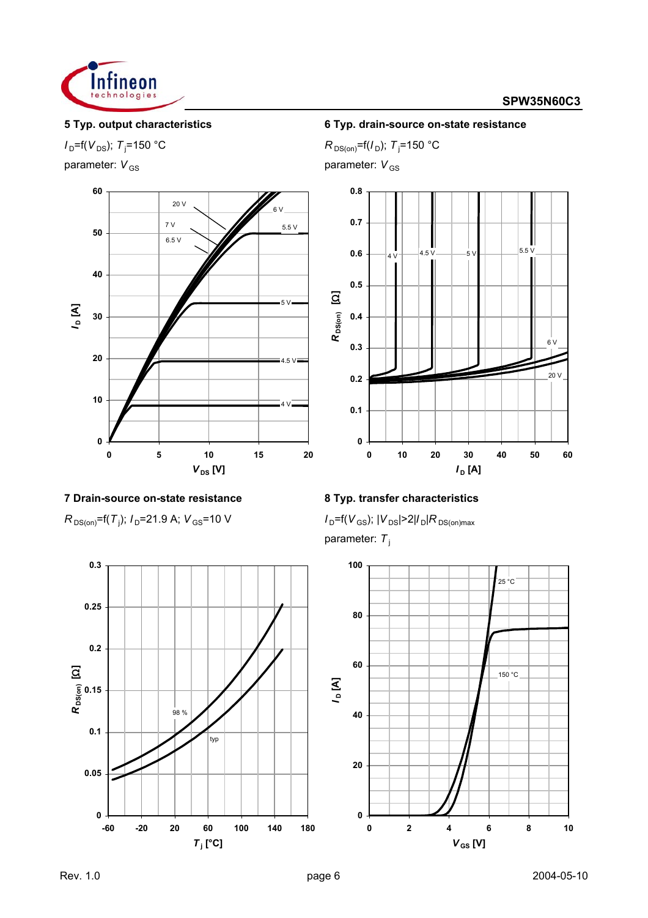### 5 Typ. output characteristics

$I_D = f(V_{DS})$; $T_j = 150\ °C$

parameter: $V_{GS}$

### 6 Typ. drain-source on-state resistance

$R_{DS(on)} = f(I_D)$; $T_j = 150\ °C$

parameter: $V_{GS}$

### 7 Drain-source on-state resistance

$R_{DS(on)} = f(T_j)$; $I_D = 21.9\ A$; $V_{GS} = 10\ V$

### 8 Typ. transfer characteristics

$I_D = f(V_{GS})$; $|V_{DS}| > 2|I_D|R_{DS(on)max}$

parameter: $T_j$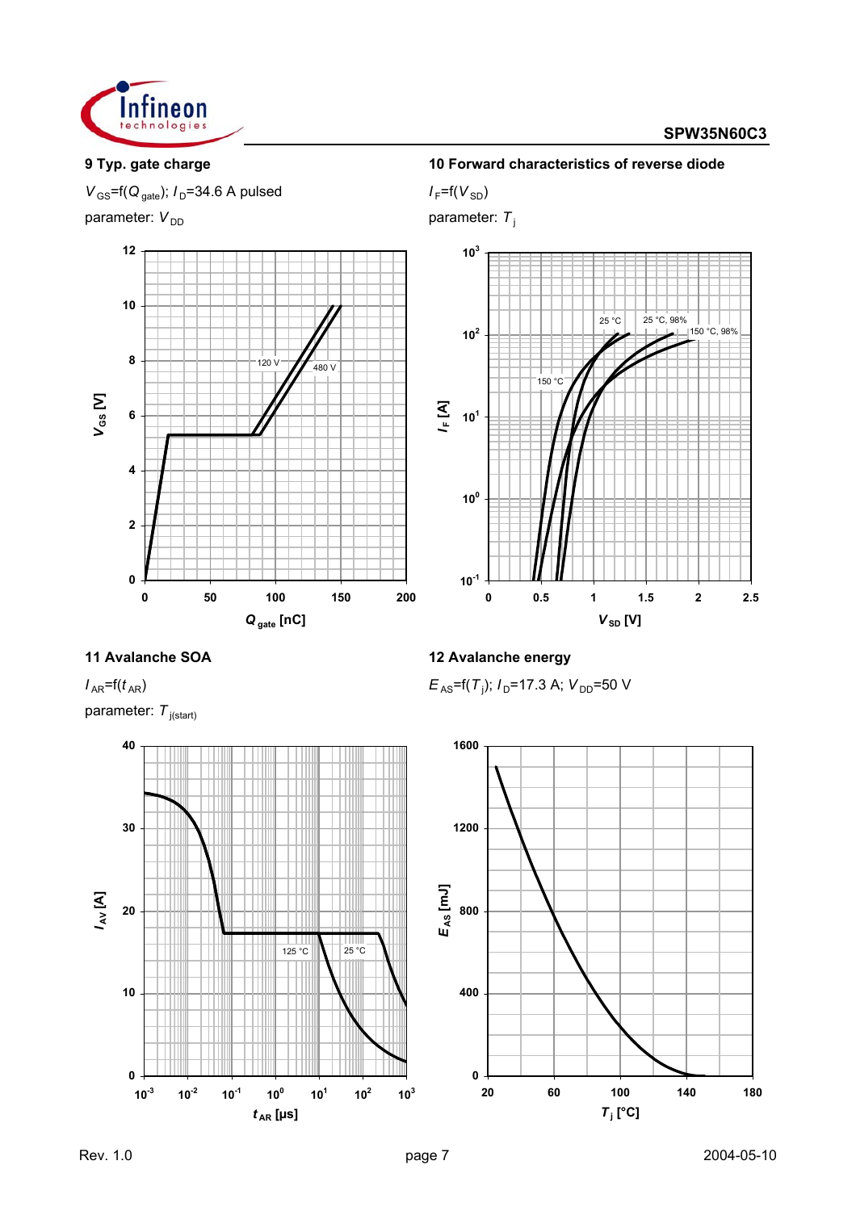## 9 Typ. gate charge

$V_{GS}$=f($Q_{gate}$); $I_D$=34.6 A pulsed

parameter: $V_{DD}$

## 10 Forward characteristics of reverse diode

$I_F$=f($V_{SD}$)

parameter: $T_j$

## 11 Avalanche SOA

$I_{AR}$=f($t_{AR}$)

parameter: $T_{j(start)}$

## 12 Avalanche energy

$E_{AS}$=f($T_j$); $I_D$=17.3 A; $V_{DD}$=50 V

Rev. 1.0 2004-05-10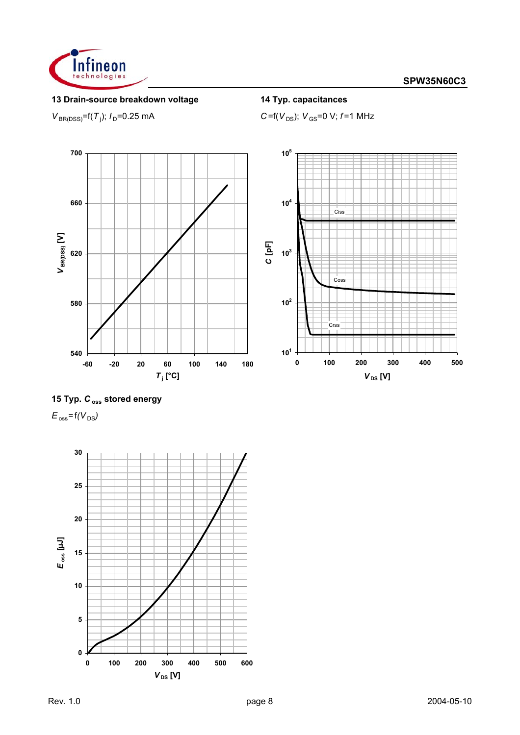**13 Drain-source breakdown voltage**

$V_{BR(DSS)}=f(T_j)$; $I_D$=0.25 mA

**14 Typ. capacitances**

$C=f(V_{DS})$; $V_{GS}$=0 V; $f$=1 MHz

**15 Typ. $C_{oss}$ stored energy**

$E_{oss}=f(V_{DS})$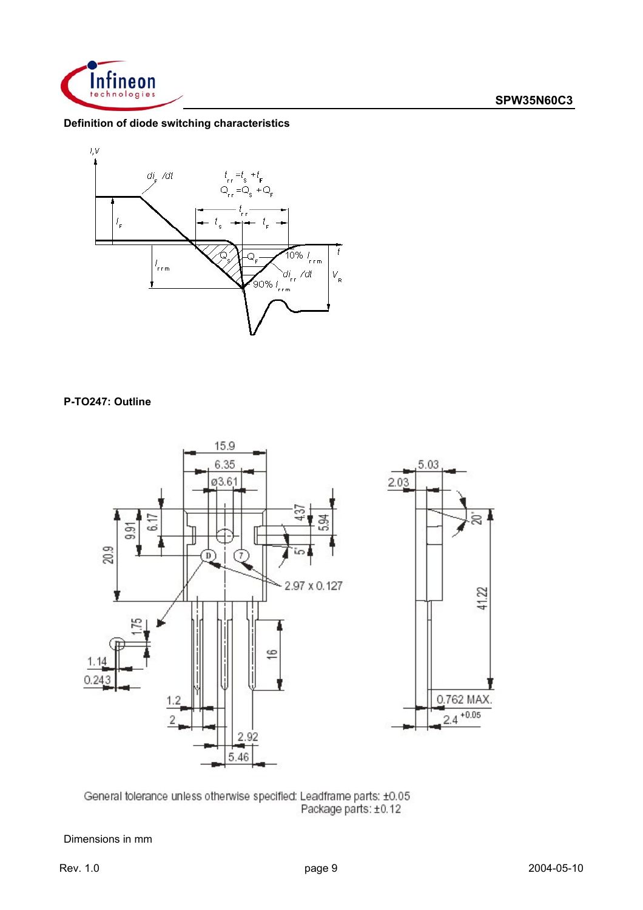## Definition of diode switching characteristics

$t_{rr} = t_S + t_F$

$Q_{rr} = Q_S + Q_F$

## P-TO247: Outline

General tolerance unless otherwise specified: Leadframe parts: ±0.05
Package parts: ±0.12

Dimensions in mm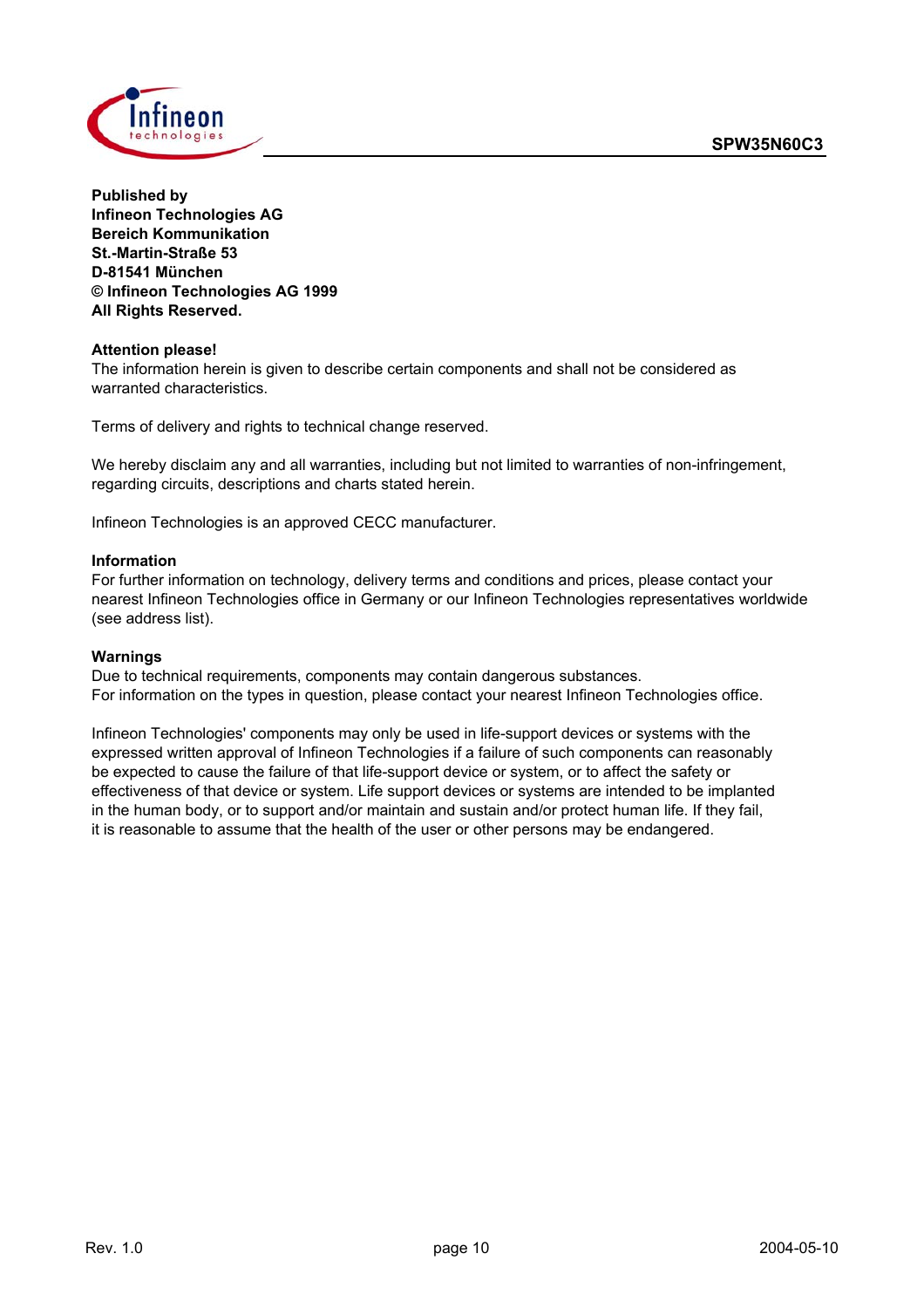**Published by**
**Infineon Technologies AG**
**Bereich Kommunikation**
**St.-Martin-Straße 53**
**D-81541 München**
**© Infineon Technologies AG 1999**
**All Rights Reserved.**

**Attention please!**
The information herein is given to describe certain components and shall not be considered as warranted characteristics.

Terms of delivery and rights to technical change reserved.

We hereby disclaim any and all warranties, including but not limited to warranties of non-infringement, regarding circuits, descriptions and charts stated herein.

Infineon Technologies is an approved CECC manufacturer.

**Information**
For further information on technology, delivery terms and conditions and prices, please contact your nearest Infineon Technologies office in Germany or our Infineon Technologies representatives worldwide (see address list).

**Warnings**
Due to technical requirements, components may contain dangerous substances.
For information on the types in question, please contact your nearest Infineon Technologies office.

Infineon Technologies' components may only be used in life-support devices or systems with the expressed written approval of Infineon Technologies if a failure of such components can reasonably be expected to cause the failure of that life-support device or system, or to affect the safety or effectiveness of that device or system. Life support devices or systems are intended to be implanted in the human body, or to support and/or maintain and sustain and/or protect human life. If they fail, it is reasonable to assume that the health of the user or other persons may be endangered.